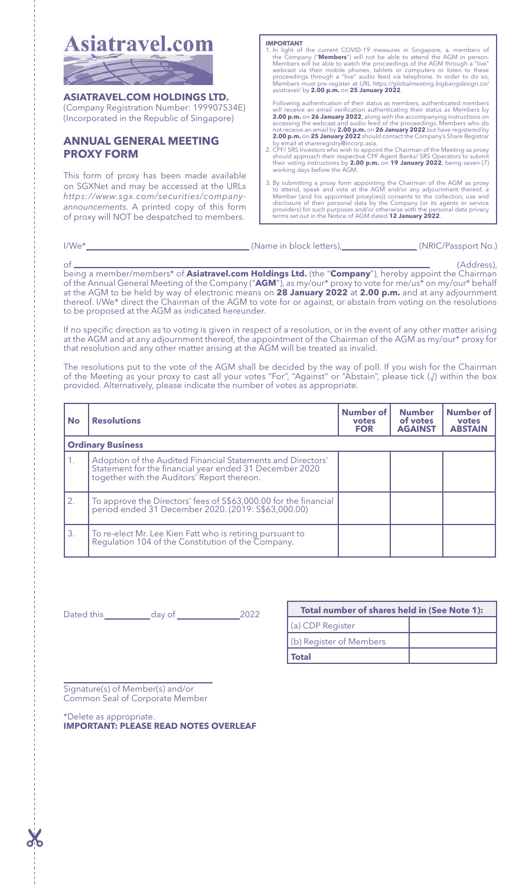# Asiatravel.com

**ASIATRAVEL.COM HOLDINGS LTD.**
(Company Registration Number: 199907534E)
(Incorporated in the Republic of Singapore)

## ANNUAL GENERAL MEETING PROXY FORM

This form of proxy has been made available on SGXNet and may be accessed at the URLs *https://www.sgx.com/securities/company-announcements*. A printed copy of this form of proxy will NOT be despatched to members.

**IMPORTANT**

1. In light of the current COVID-19 measures in Singapore, a, members of the Company ("**Members**") will not be able to attend the AGM in person. Members will be able to watch the proceedings of the AGM through a "live" webcast via their mobile phones, tablets or computers or listen to these proceedings through a "live" audio feed via telephone. In order to do so, Members must pre-register at URL *https://globalmeeting.bigbangdesign.co/asiatravel/* by **2.00 p.m.** on **25 January 2022**.

   Following authentication of their status as members, authenticated members will receive an email verification authenticating their status as Members by **2.00 p.m.** on **26 January 2022**, along with the accompanying instructions on accessing the webcast and audio feed of the proceedings. Members who do not receive an email by **2.00 p.m.** on **26 January 2022** but have registered by **2.00 p.m.** on **25 January 2022** should contact the Company's Share Registrar by email at shareregistry@incorp.asia.
2. CPF/ SRS Investors who wish to appoint the Chairman of the Meeting as proxy should approach their respective CPF Agent Banks/ SRS Operators to submit their voting instructions by **2.00 p.m.** on **19 January 2022**, being seven (7) working days before the AGM.
3. By submitting a proxy form appointing the Chairman of the AGM as proxy to attend, speak and vote at the AGM and/or any adjournment thereof, a Member (and his appointed proxy(ies)) consents to the collection, use and disclosure of their personal data by the Company (or its agents or service providers) for such purposes and/or otherwise with the personal data privacy terms set out in the Notice of AGM dated **12 January 2022**.

I/We* ______________________ (Name in block letters), ______________ (NRIC/Passport No.)

of ____________________________________________________________ (Address),

being a member/members* of **Asiatravel.com Holdings Ltd.** (the "**Company**"), hereby appoint the Chairman of the Annual General Meeting of the Company ("**AGM**"), as my/our* proxy to vote for me/us* on my/our* behalf at the AGM to be held by way of electronic means on **28 January 2022** at **2.00 p.m.** and at any adjournment thereof. I/We* direct the Chairman of the AGM to vote for or against, or abstain from voting on the resolutions to be proposed at the AGM as indicated hereunder.

If no specific direction as to voting is given in respect of a resolution, or in the event of any other matter arising at the AGM and at any adjournment thereof, the appointment of the Chairman of the AGM as my/our* proxy for that resolution and any other matter arising at the AGM will be treated as invalid.

The resolutions put to the vote of the AGM shall be decided by the way of poll. If you wish for the Chairman of the Meeting as your proxy to cast all your votes "For", "Against" or "Abstain", please tick (√) within the box provided. Alternatively, please indicate the number of votes as appropriate.

| No | Resolutions | Number of votes FOR | Number of votes AGAINST | Number of votes ABSTAIN |
|---|---|---|---|---|
| **Ordinary Business** | | | | |
| 1. | Adoption of the Audited Financial Statements and Directors' Statement for the financial year ended 31 December 2020 together with the Auditors' Report thereon. | | | |
| 2. | To approve the Directors' fees of S$63,000.00 for the financial period ended 31 December 2020. (2019: S$63,000.00) | | | |
| 3. | To re-elect Mr. Lee Kien Fatt who is retiring pursuant to Regulation 104 of the Constitution of the Company. | | | |

Dated this __________ day of ______________ 2022

| Total number of shares held in (See Note 1): | |
|---|---|
| (a) CDP Register | |
| (b) Register of Members | |
| **Total** | |

______________________________
Signature(s) of Member(s) and/or
Common Seal of Corporate Member

*Delete as appropriate.
**IMPORTANT: PLEASE READ NOTES OVERLEAF**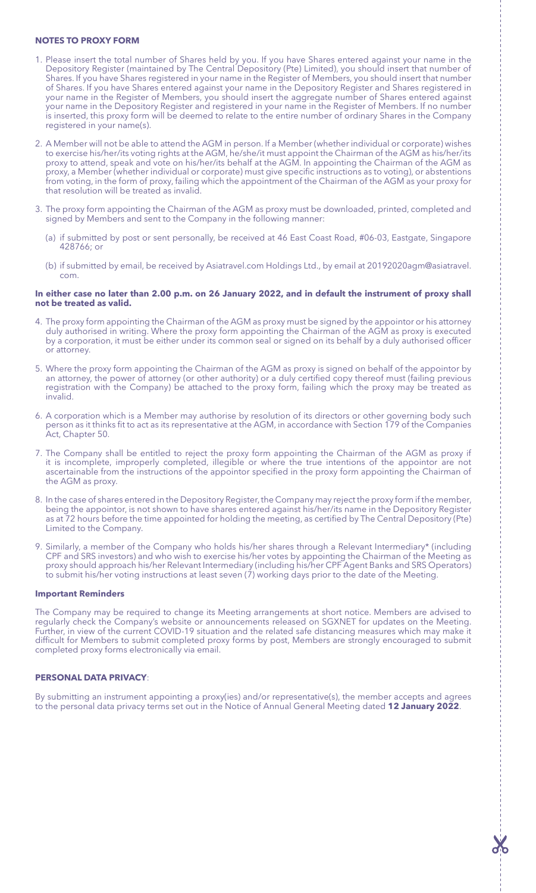**NOTES TO PROXY FORM**

1. Please insert the total number of Shares held by you. If you have Shares entered against your name in the Depository Register (maintained by The Central Depository (Pte) Limited), you should insert that number of Shares. If you have Shares registered in your name in the Register of Members, you should insert that number of Shares. If you have Shares entered against your name in the Depository Register and Shares registered in your name in the Register of Members, you should insert the aggregate number of Shares entered against your name in the Depository Register and registered in your name in the Register of Members. If no number is inserted, this proxy form will be deemed to relate to the entire number of ordinary Shares in the Company registered in your name(s).

2. A Member will not be able to attend the AGM in person. If a Member (whether individual or corporate) wishes to exercise his/her/its voting rights at the AGM, he/she/it must appoint the Chairman of the AGM as his/her/its proxy to attend, speak and vote on his/her/its behalf at the AGM. In appointing the Chairman of the AGM as proxy, a Member (whether individual or corporate) must give specific instructions as to voting), or abstentions from voting, in the form of proxy, failing which the appointment of the Chairman of the AGM as your proxy for that resolution will be treated as invalid.

3. The proxy form appointing the Chairman of the AGM as proxy must be downloaded, printed, completed and signed by Members and sent to the Company in the following manner:

   (a) if submitted by post or sent personally, be received at 46 East Coast Road, #06-03, Eastgate, Singapore 428766; or

   (b) if submitted by email, be received by Asiatravel.com Holdings Ltd., by email at 20192020agm@asiatravel.com.

**In either case no later than 2.00 p.m. on 26 January 2022, and in default the instrument of proxy shall not be treated as valid.**

4. The proxy form appointing the Chairman of the AGM as proxy must be signed by the appointor or his attorney duly authorised in writing. Where the proxy form appointing the Chairman of the AGM as proxy is executed by a corporation, it must be either under its common seal or signed on its behalf by a duly authorised officer or attorney.

5. Where the proxy form appointing the Chairman of the AGM as proxy is signed on behalf of the appointor by an attorney, the power of attorney (or other authority) or a duly certified copy thereof must (failing previous registration with the Company) be attached to the proxy form, failing which the proxy may be treated as invalid.

6. A corporation which is a Member may authorise by resolution of its directors or other governing body such person as it thinks fit to act as its representative at the AGM, in accordance with Section 179 of the Companies Act, Chapter 50.

7. The Company shall be entitled to reject the proxy form appointing the Chairman of the AGM as proxy if it is incomplete, improperly completed, illegible or where the true intentions of the appointor are not ascertainable from the instructions of the appointor specified in the proxy form appointing the Chairman of the AGM as proxy.

8. In the case of shares entered in the Depository Register, the Company may reject the proxy form if the member, being the appointor, is not shown to have shares entered against his/her/its name in the Depository Register as at 72 hours before the time appointed for holding the meeting, as certified by The Central Depository (Pte) Limited to the Company.

9. Similarly, a member of the Company who holds his/her shares through a Relevant Intermediary* (including CPF and SRS investors) and who wish to exercise his/her votes by appointing the Chairman of the Meeting as proxy should approach his/her Relevant Intermediary (including his/her CPF Agent Banks and SRS Operators) to submit his/her voting instructions at least seven (7) working days prior to the date of the Meeting.

**Important Reminders**

The Company may be required to change its Meeting arrangements at short notice. Members are advised to regularly check the Company's website or announcements released on SGXNET for updates on the Meeting. Further, in view of the current COVID-19 situation and the related safe distancing measures which may make it difficult for Members to submit completed proxy forms by post, Members are strongly encouraged to submit completed proxy forms electronically via email.

**PERSONAL DATA PRIVACY**:

By submitting an instrument appointing a proxy(ies) and/or representative(s), the member accepts and agrees to the personal data privacy terms set out in the Notice of Annual General Meeting dated **12 January 2022**.